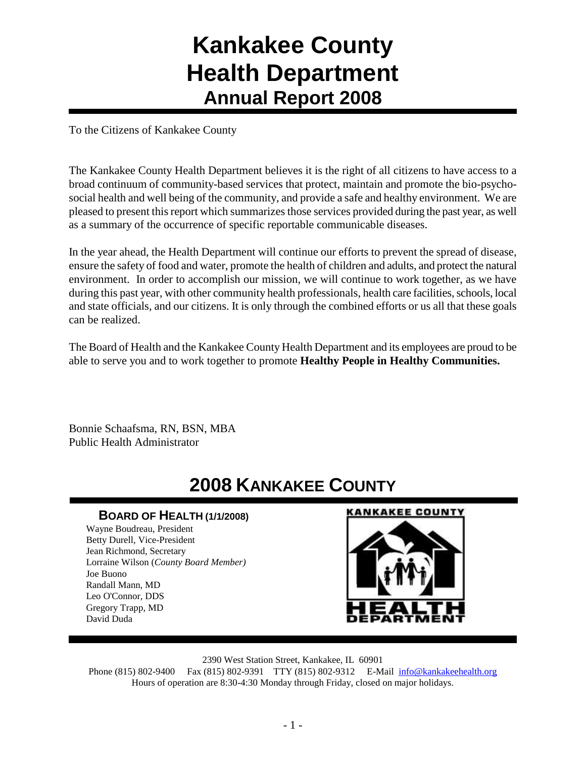# Kankakee County Health Department

## Annual Report 2008

To the Citizens of Kankakee County

The Kankakee County Health Department believes it is the right of all citizens to have access to a broad continuum of community-based services that protect, maintain and promote the bio-psycho-social health and well being of the community, and provide a safe and healthy environment. We are pleased to present this report which summarizes those services provided during the past year, as well as a summary of the occurrence of specific reportable communicable diseases.

In the year ahead, the Health Department will continue our efforts to prevent the spread of disease, ensure the safety of food and water, promote the health of children and adults, and protect the natural environment. In order to accomplish our mission, we will continue to work together, as we have during this past year, with other community health professionals, health care facilities, schools, local and state officials, and our citizens. It is only through the combined efforts or us all that these goals can be realized.

The Board of Health and the Kankakee County Health Department and its employees are proud to be able to serve you and to work together to promote **Healthy People in Healthy Communities.**

Bonnie Schaafsma, RN, BSN, MBA
Public Health Administrator

## 2008 Kankakee County

### Board of Health (1/1/2008)

Wayne Boudreau, President
Betty Durell, Vice-President
Jean Richmond, Secretary
Lorraine Wilson (*County Board Member)*
Joe Buono
Randall Mann, MD
Leo O'Connor, DDS
Gregory Trapp, MD
David Duda

KANKAKEE COUNTY HEALTH DEPARTMENT

2390 West Station Street, Kankakee, IL 60901
Phone (815) 802-9400 Fax (815) 802-9391 TTY (815) 802-9312 E-Mail info@kankakeehealth.org
Hours of operation are 8:30-4:30 Monday through Friday, closed on major holidays.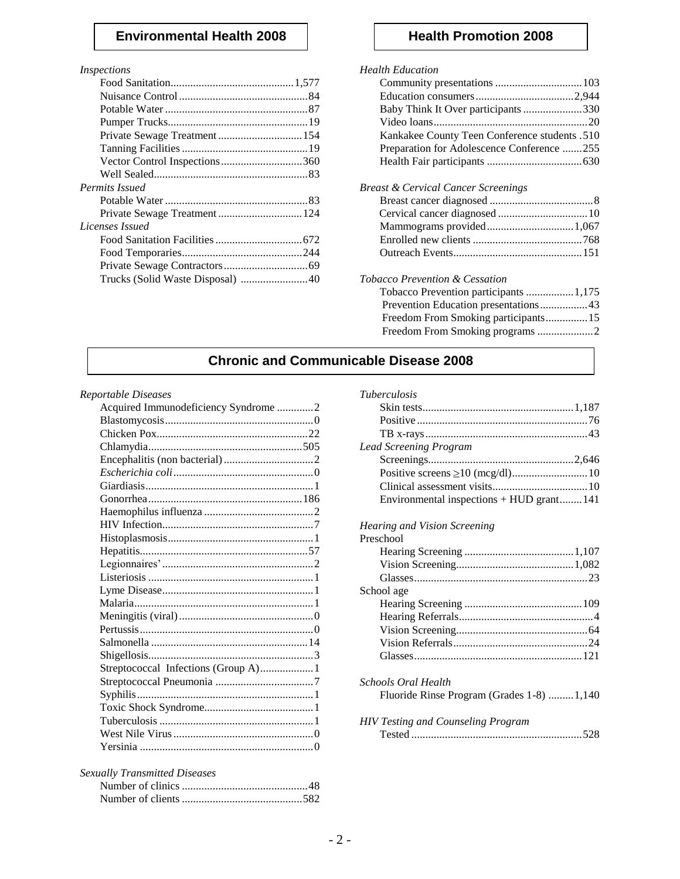## Environmental Health 2008

*Inspections*

| Item | Count |
|---|---|
| Food Sanitation | 1,577 |
| Nuisance Control | 84 |
| Potable Water | 87 |
| Pumper Trucks | 19 |
| Private Sewage Treatment | 154 |
| Tanning Facilities | 19 |
| Vector Control Inspections | 360 |
| Well Sealed | 83 |

*Permits Issued*

| Item | Count |
|---|---|
| Potable Water | 83 |
| Private Sewage Treatment | 124 |

*Licenses Issued*

| Item | Count |
|---|---|
| Food Sanitation Facilities | 672 |
| Food Temporaries | 244 |
| Private Sewage Contractors | 69 |
| Trucks (Solid Waste Disposal) | 40 |

## Health Promotion 2008

*Health Education*

| Item | Count |
|---|---|
| Community presentations | 103 |
| Education consumers | 2,944 |
| Baby Think It Over participants | 330 |
| Video loans | 20 |
| Kankakee County Teen Conference students | 510 |
| Preparation for Adolescence Conference | 255 |
| Health Fair participants | 630 |

*Breast & Cervical Cancer Screenings*

| Item | Count |
|---|---|
| Breast cancer diagnosed | 8 |
| Cervical cancer diagnosed | 10 |
| Mammograms provided | 1,067 |
| Enrolled new clients | 768 |
| Outreach Events | 151 |

*Tobacco Prevention & Cessation*

| Item | Count |
|---|---|
| Tobacco Prevention participants | 1,175 |
| Prevention Education presentations | 43 |
| Freedom From Smoking participants | 15 |
| Freedom From Smoking programs | 2 |

## Chronic and Communicable Disease 2008

*Reportable Diseases*

| Disease | Count |
|---|---|
| Acquired Immunodeficiency Syndrome | 2 |
| Blastomycosis | 0 |
| Chicken Pox | 22 |
| Chlamydia | 505 |
| Encephalitis (non bacterial) | 2 |
| *Escherichia coli* | 0 |
| Giardiasis | 1 |
| Gonorrhea | 186 |
| Haemophilus influenza | 2 |
| HIV Infection | 7 |
| Histoplasmosis | 1 |
| Hepatitis | 57 |
| Legionnaires' | 2 |
| Listeriosis | 1 |
| Lyme Disease | 1 |
| Malaria | 1 |
| Meningitis (viral) | 0 |
| Pertussis | 0 |
| Salmonella | 14 |
| Shigellosis | 3 |
| Streptococcal Infections (Group A) | 1 |
| Streptococcal Pneumonia | 7 |
| Syphilis | 1 |
| Toxic Shock Syndrome | 1 |
| Tuberculosis | 1 |
| West Nile Virus | 0 |
| Yersinia | 0 |

*Sexually Transmitted Diseases*

| Item | Count |
|---|---|
| Number of clinics | 48 |
| Number of clients | 582 |

*Tuberculosis*

| Item | Count |
|---|---|
| Skin tests | 1,187 |
| Positive | 76 |
| TB x-rays | 43 |

*Lead Screening Program*

| Item | Count |
|---|---|
| Screenings | 2,646 |
| Positive screens ≥10 (mcg/dl) | 10 |
| Clinical assessment visits | 10 |
| Environmental inspections + HUD grant | 141 |

*Hearing and Vision Screening*

Preschool

| Item | Count |
|---|---|
| Hearing Screening | 1,107 |
| Vision Screening | 1,082 |
| Glasses | 23 |

School age

| Item | Count |
|---|---|
| Hearing Screening | 109 |
| Hearing Referrals | 4 |
| Vision Screening | 64 |
| Vision Referrals | 24 |
| Glasses | 121 |

*Schools Oral Health*

| Item | Count |
|---|---|
| Fluoride Rinse Program (Grades 1-8) | 1,140 |

*HIV Testing and Counseling Program*

| Item | Count |
|---|---|
| Tested | 528 |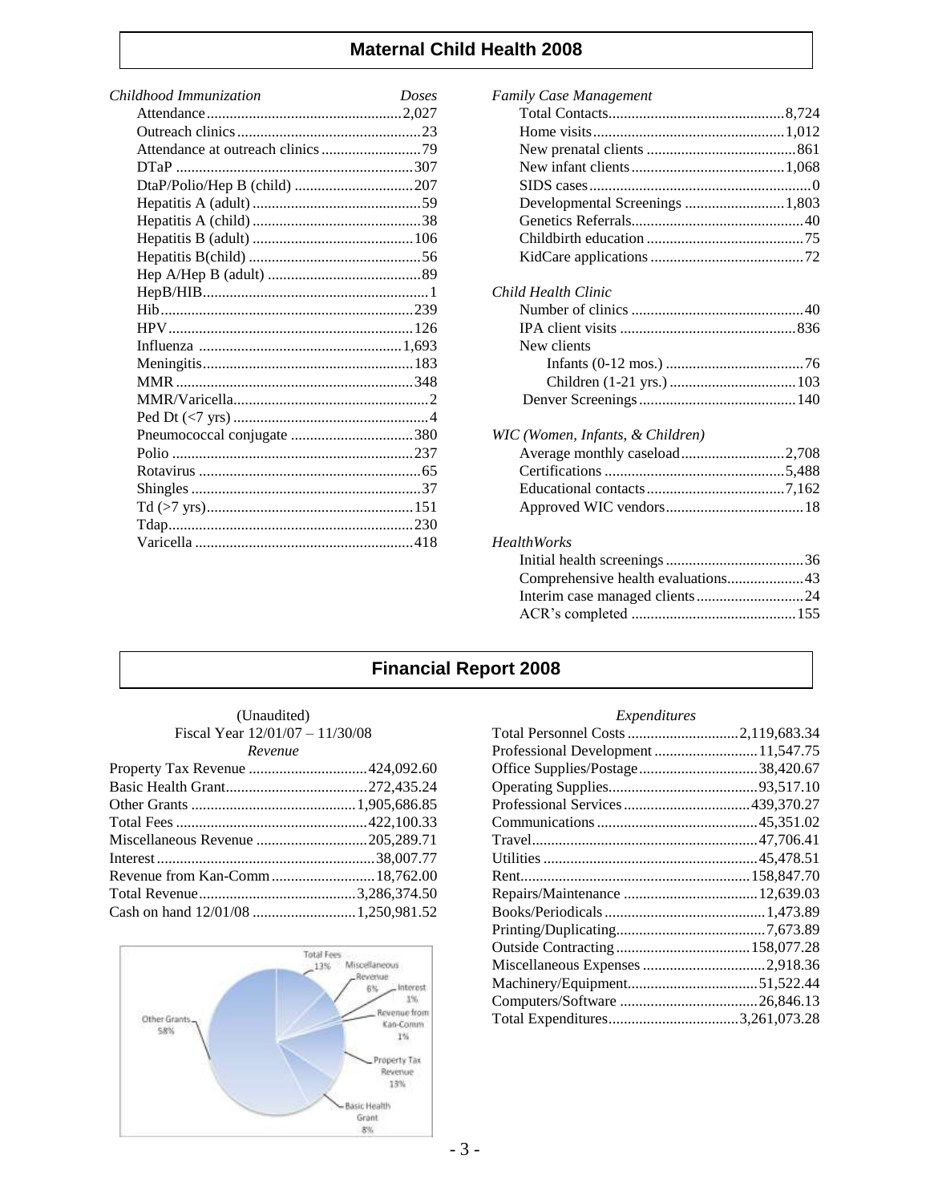## Maternal Child Health 2008

| *Childhood Immunization* | *Doses* |
|---|---|
| Attendance | 2,027 |
| Outreach clinics | 23 |
| Attendance at outreach clinics | 79 |
| DTaP | 307 |
| DtaP/Polio/Hep B (child) | 207 |
| Hepatitis A (adult) | 59 |
| Hepatitis A (child) | 38 |
| Hepatitis B (adult) | 106 |
| Hepatitis B(child) | 56 |
| Hep A/Hep B (adult) | 89 |
| HepB/HIB | 1 |
| Hib | 239 |
| HPV | 126 |
| Influenza | 1,693 |
| Meningitis | 183 |
| MMR | 348 |
| MMR/Varicella | 2 |
| Ped Dt (<7 yrs) | 4 |
| Pneumococcal conjugate | 380 |
| Polio | 237 |
| Rotavirus | 65 |
| Shingles | 37 |
| Td (>7 yrs) | 151 |
| Tdap | 230 |
| Varicella | 418 |

*Family Case Management*

| | |
|---|---|
| Total Contacts | 8,724 |
| Home visits | 1,012 |
| New prenatal clients | 861 |
| New infant clients | 1,068 |
| SIDS cases | 0 |
| Developmental Screenings | 1,803 |
| Genetics Referrals | 40 |
| Childbirth education | 75 |
| KidCare applications | 72 |

*Child Health Clinic*

| | |
|---|---|
| Number of clinics | 40 |
| IPA client visits | 836 |
| New clients | |
| Infants (0-12 mos.) | 76 |
| Children (1-21 yrs.) | 103 |
| Denver Screenings | 140 |

*WIC (Women, Infants, & Children)*

| | |
|---|---|
| Average monthly caseload | 2,708 |
| Certifications | 5,488 |
| Educational contacts | 7,162 |
| Approved WIC vendors | 18 |

*HealthWorks*

| | |
|---|---|
| Initial health screenings | 36 |
| Comprehensive health evaluations | 43 |
| Interim case managed clients | 24 |
| ACR's completed | 155 |

## Financial Report 2008

(Unaudited)
Fiscal Year 12/01/07 – 11/30/08

*Revenue*

| | |
|---|---|
| Property Tax Revenue | 424,092.60 |
| Basic Health Grant | 272,435.24 |
| Other Grants | 1,905,686.85 |
| Total Fees | 422,100.33 |
| Miscellaneous Revenue | 205,289.71 |
| Interest | 38,007.77 |
| Revenue from Kan-Comm | 18,762.00 |
| Total Revenue | 3,286,374.50 |
| Cash on hand 12/01/08 | 1,250,981.52 |

Other Grants 58%; Total Fees 13%; Miscellaneous Revenue 6%; Interest 1%; Revenue from Kan-Comm 1%; Property Tax Revenue 13%; Basic Health Grant 8%

*Expenditures*

| | |
|---|---|
| Total Personnel Costs | 2,119,683.34 |
| Professional Development | 11,547.75 |
| Office Supplies/Postage | 38,420.67 |
| Operating Supplies | 93,517.10 |
| Professional Services | 439,370.27 |
| Communications | 45,351.02 |
| Travel | 47,706.41 |
| Utilities | 45,478.51 |
| Rent | 158,847.70 |
| Repairs/Maintenance | 12,639.03 |
| Books/Periodicals | 1,473.89 |
| Printing/Duplicating | 7,673.89 |
| Outside Contracting | 158,077.28 |
| Miscellaneous Expenses | 2,918.36 |
| Machinery/Equipment | 51,522.44 |
| Computers/Software | 26,846.13 |
| Total Expenditures | 3,261,073.28 |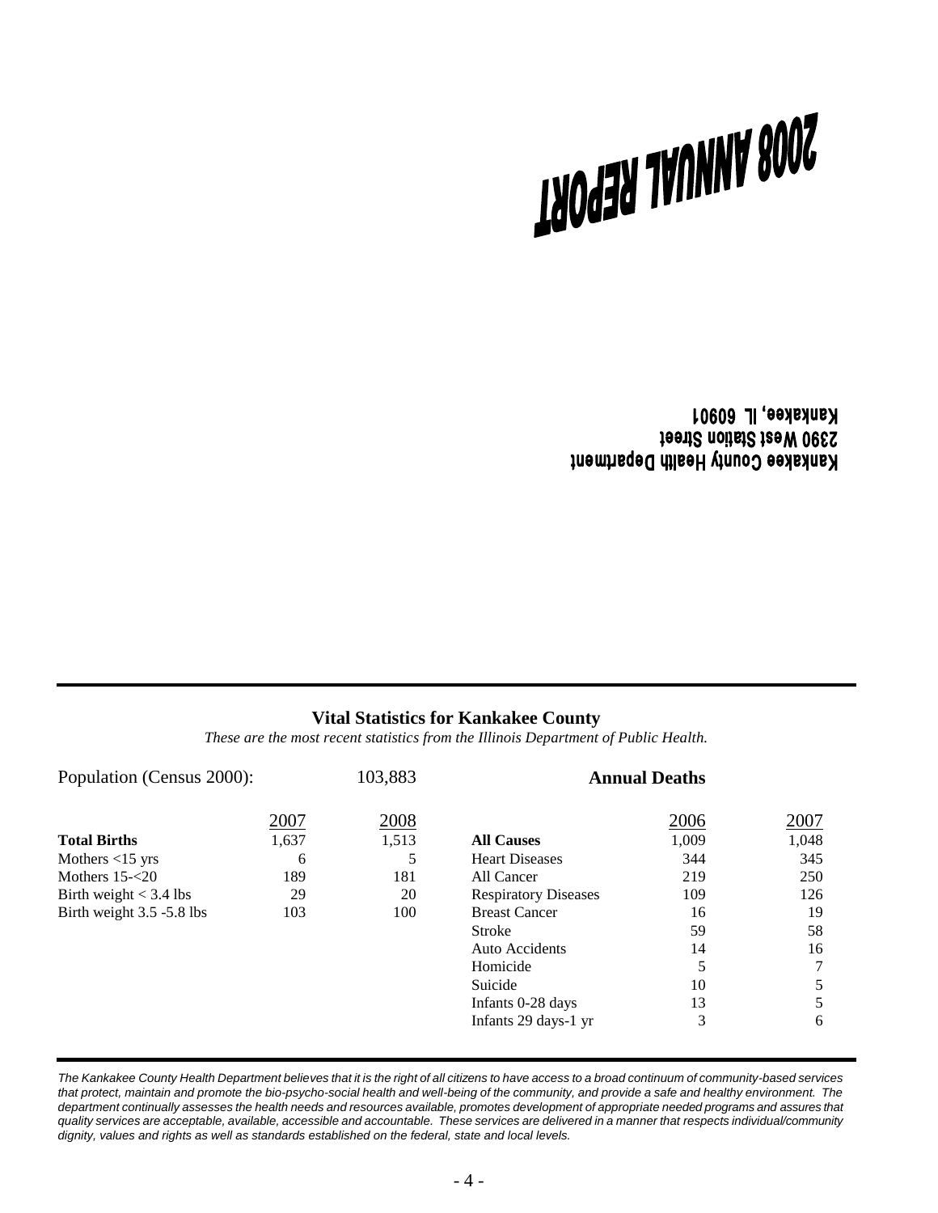# 2008 ANNUAL REPORT

**Kankakee County Health Department**
**2390 West Station Street**
**Kankakee, IL 60901**

## Vital Statistics for Kankakee County

*These are the most recent statistics from the Illinois Department of Public Health.*

Population (Census 2000): 103,883

| | 2007 | 2008 |
|---|---|---|
| **Total Births** | 1,637 | 1,513 |
| Mothers <15 yrs | 6 | 5 |
| Mothers 15-<20 | 189 | 181 |
| Birth weight < 3.4 lbs | 29 | 20 |
| Birth weight 3.5 -5.8 lbs | 103 | 100 |

### Annual Deaths

| | 2006 | 2007 |
|---|---|---|
| **All Causes** | 1,009 | 1,048 |
| Heart Diseases | 344 | 345 |
| All Cancer | 219 | 250 |
| Respiratory Diseases | 109 | 126 |
| Breast Cancer | 16 | 19 |
| Stroke | 59 | 58 |
| Auto Accidents | 14 | 16 |
| Homicide | 5 | 7 |
| Suicide | 10 | 5 |
| Infants 0-28 days | 13 | 5 |
| Infants 29 days-1 yr | 3 | 6 |

*The Kankakee County Health Department believes that it is the right of all citizens to have access to a broad continuum of community-based services that protect, maintain and promote the bio-psycho-social health and well-being of the community, and provide a safe and healthy environment. The department continually assesses the health needs and resources available, promotes development of appropriate needed programs and assures that quality services are acceptable, available, accessible and accountable. These services are delivered in a manner that respects individual/community dignity, values and rights as well as standards established on the federal, state and local levels.*